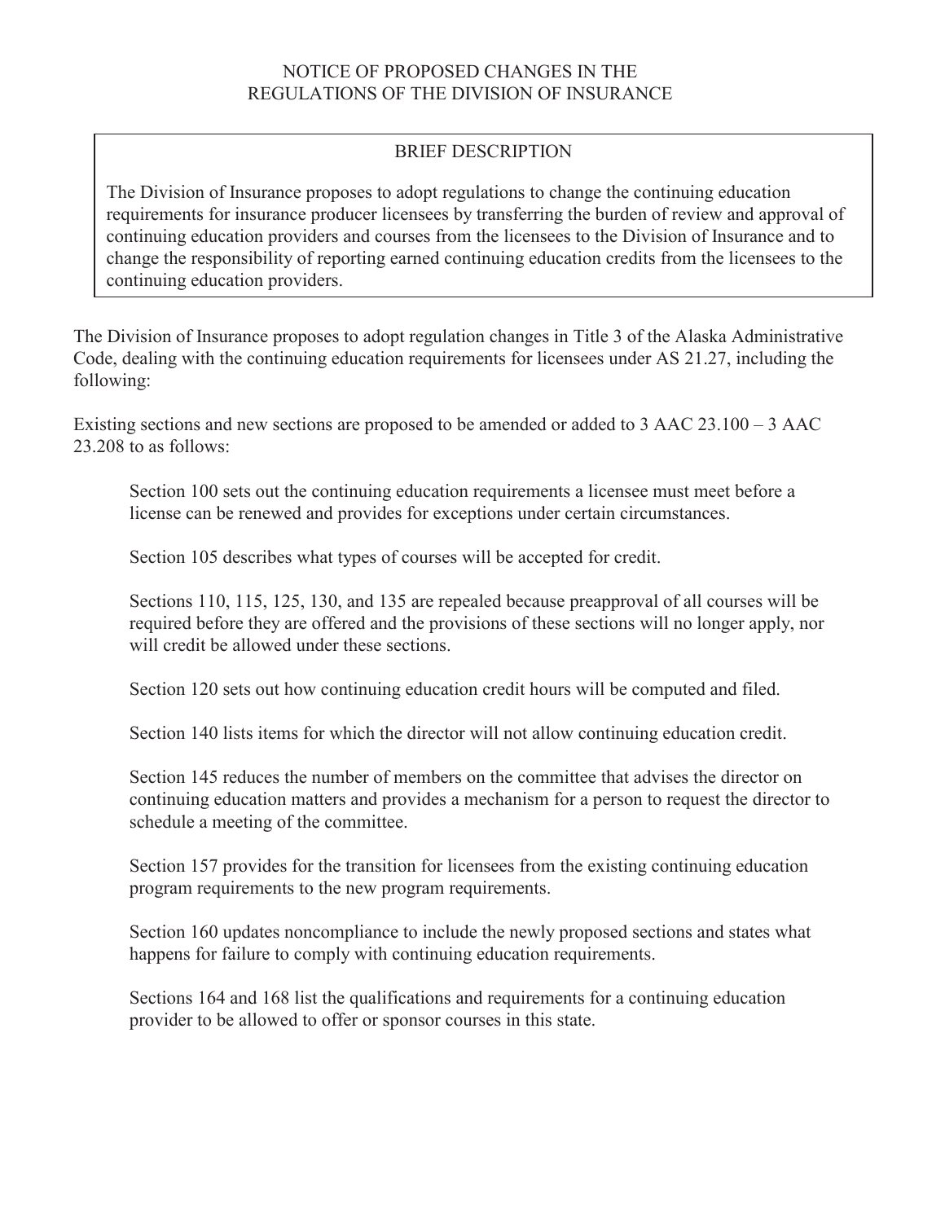# NOTICE OF PROPOSED CHANGES IN THE REGULATIONS OF THE DIVISION OF INSURANCE

## BRIEF DESCRIPTION

The Division of Insurance proposes to adopt regulations to change the continuing education requirements for insurance producer licensees by transferring the burden of review and approval of continuing education providers and courses from the licensees to the Division of Insurance and to change the responsibility of reporting earned continuing education credits from the licensees to the continuing education providers.

The Division of Insurance proposes to adopt regulation changes in Title 3 of the Alaska Administrative Code, dealing with the continuing education requirements for licensees under AS 21.27, including the following:

Existing sections and new sections are proposed to be amended or added to 3 AAC 23.100 – 3 AAC 23.208 to as follows:

> Section 100 sets out the continuing education requirements a licensee must meet before a license can be renewed and provides for exceptions under certain circumstances.
>
> Section 105 describes what types of courses will be accepted for credit.
>
> Sections 110, 115, 125, 130, and 135 are repealed because preapproval of all courses will be required before they are offered and the provisions of these sections will no longer apply, nor will credit be allowed under these sections.
>
> Section 120 sets out how continuing education credit hours will be computed and filed.
>
> Section 140 lists items for which the director will not allow continuing education credit.
>
> Section 145 reduces the number of members on the committee that advises the director on continuing education matters and provides a mechanism for a person to request the director to schedule a meeting of the committee.
>
> Section 157 provides for the transition for licensees from the existing continuing education program requirements to the new program requirements.
>
> Section 160 updates noncompliance to include the newly proposed sections and states what happens for failure to comply with continuing education requirements.
>
> Sections 164 and 168 list the qualifications and requirements for a continuing education provider to be allowed to offer or sponsor courses in this state.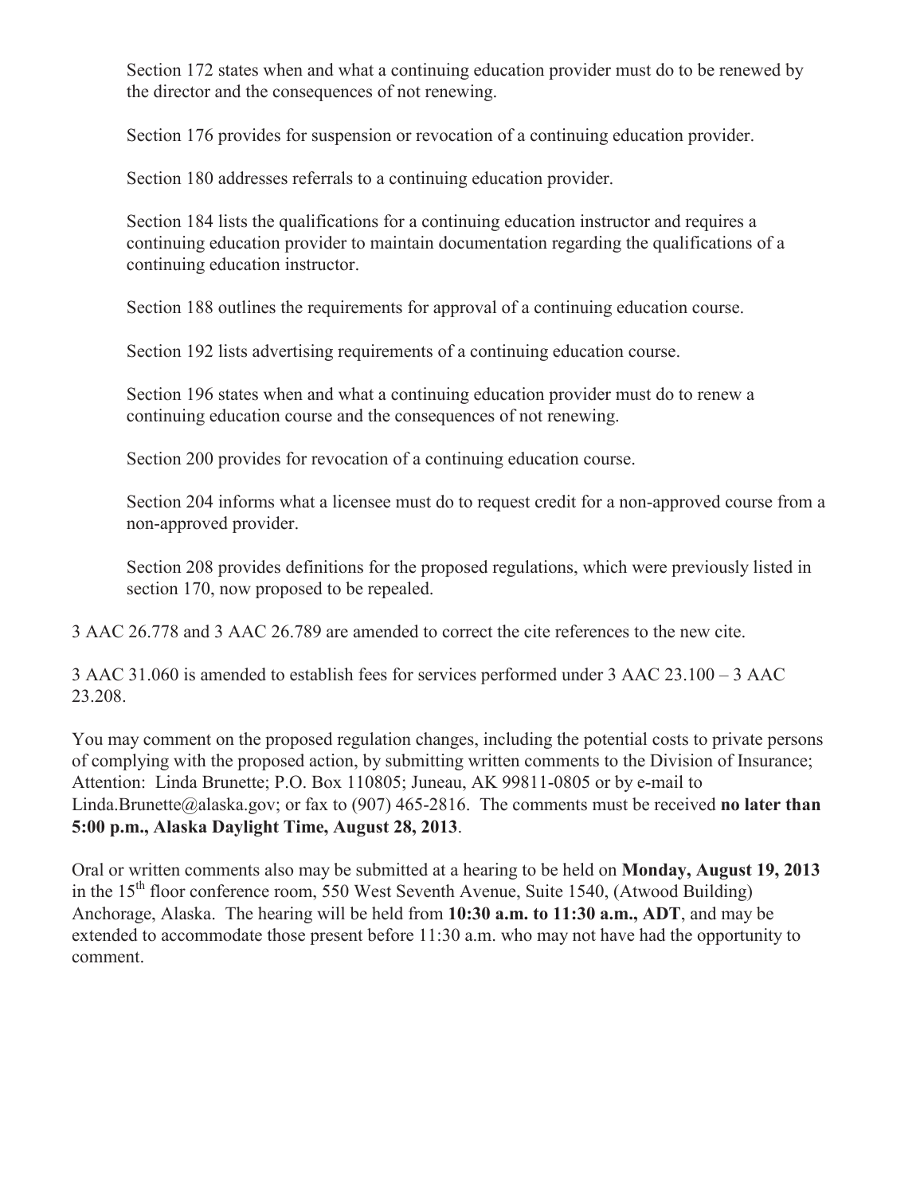Section 172 states when and what a continuing education provider must do to be renewed by the director and the consequences of not renewing.

Section 176 provides for suspension or revocation of a continuing education provider.

Section 180 addresses referrals to a continuing education provider.

Section 184 lists the qualifications for a continuing education instructor and requires a continuing education provider to maintain documentation regarding the qualifications of a continuing education instructor.

Section 188 outlines the requirements for approval of a continuing education course.

Section 192 lists advertising requirements of a continuing education course.

Section 196 states when and what a continuing education provider must do to renew a continuing education course and the consequences of not renewing.

Section 200 provides for revocation of a continuing education course.

Section 204 informs what a licensee must do to request credit for a non-approved course from a non-approved provider.

Section 208 provides definitions for the proposed regulations, which were previously listed in section 170, now proposed to be repealed.

3 AAC 26.778 and 3 AAC 26.789 are amended to correct the cite references to the new cite.

3 AAC 31.060 is amended to establish fees for services performed under 3 AAC 23.100 – 3 AAC 23.208.

You may comment on the proposed regulation changes, including the potential costs to private persons of complying with the proposed action, by submitting written comments to the Division of Insurance; Attention: Linda Brunette; P.O. Box 110805; Juneau, AK 99811-0805 or by e-mail to Linda.Brunette@alaska.gov; or fax to (907) 465-2816. The comments must be received **no later than 5:00 p.m., Alaska Daylight Time, August 28, 2013**.

Oral or written comments also may be submitted at a hearing to be held on **Monday, August 19, 2013** in the 15th floor conference room, 550 West Seventh Avenue, Suite 1540, (Atwood Building) Anchorage, Alaska. The hearing will be held from **10:30 a.m. to 11:30 a.m., ADT**, and may be extended to accommodate those present before 11:30 a.m. who may not have had the opportunity to comment.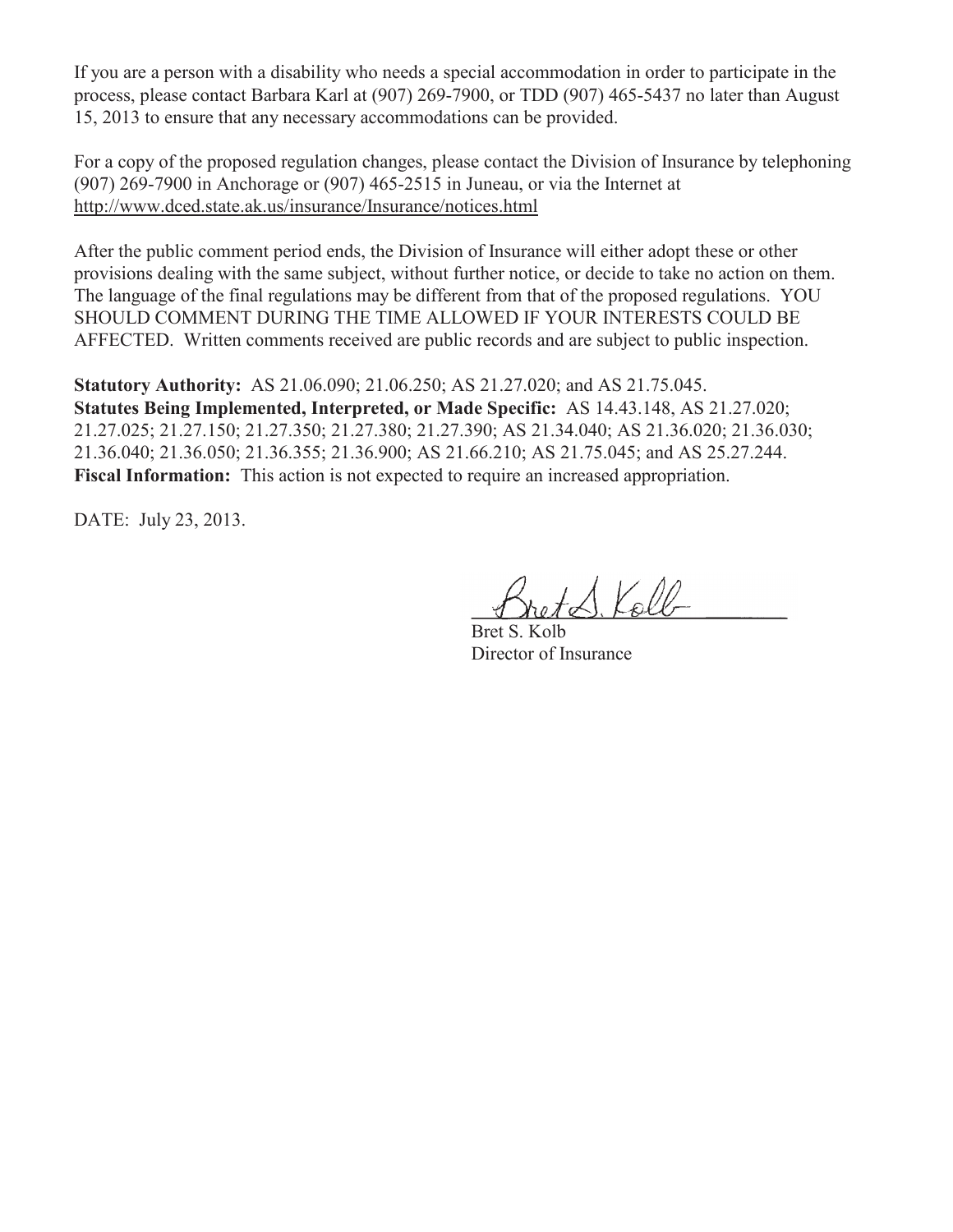If you are a person with a disability who needs a special accommodation in order to participate in the process, please contact Barbara Karl at (907) 269-7900, or TDD (907) 465-5437 no later than August 15, 2013 to ensure that any necessary accommodations can be provided.

For a copy of the proposed regulation changes, please contact the Division of Insurance by telephoning (907) 269-7900 in Anchorage or (907) 465-2515 in Juneau, or via the Internet at http://www.dced.state.ak.us/insurance/Insurance/notices.html

After the public comment period ends, the Division of Insurance will either adopt these or other provisions dealing with the same subject, without further notice, or decide to take no action on them. The language of the final regulations may be different from that of the proposed regulations. YOU SHOULD COMMENT DURING THE TIME ALLOWED IF YOUR INTERESTS COULD BE AFFECTED. Written comments received are public records and are subject to public inspection.

**Statutory Authority:** AS 21.06.090; 21.06.250; AS 21.27.020; and AS 21.75.045.
**Statutes Being Implemented, Interpreted, or Made Specific:** AS 14.43.148, AS 21.27.020; 21.27.025; 21.27.150; 21.27.350; 21.27.380; 21.27.390; AS 21.34.040; AS 21.36.020; 21.36.030; 21.36.040; 21.36.050; 21.36.355; 21.36.900; AS 21.66.210; AS 21.75.045; and AS 25.27.244.
**Fiscal Information:** This action is not expected to require an increased appropriation.

DATE: July 23, 2013.

Bret S. Kolb
Director of Insurance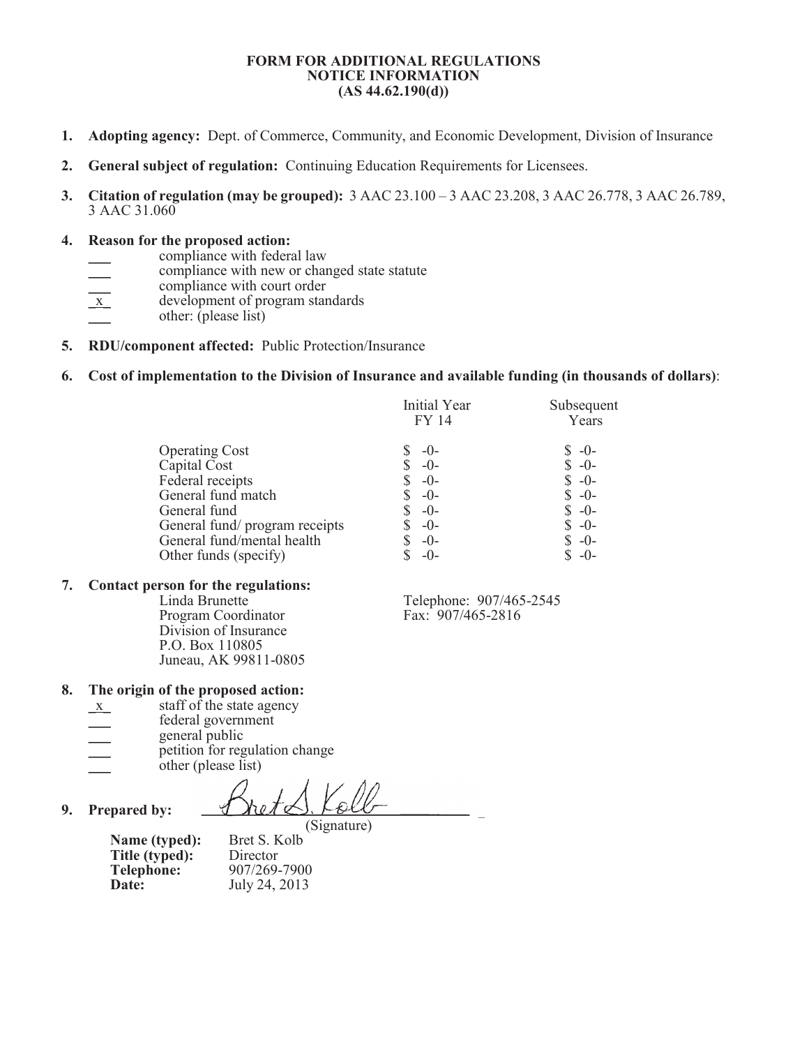**FORM FOR ADDITIONAL REGULATIONS**
**NOTICE INFORMATION**
**(AS 44.62.190(d))**

1. **Adopting agency:** Dept. of Commerce, Community, and Economic Development, Division of Insurance

2. **General subject of regulation:** Continuing Education Requirements for Licensees.

3. **Citation of regulation (may be grouped):** 3 AAC 23.100 – 3 AAC 23.208, 3 AAC 26.778, 3 AAC 26.789, 3 AAC 31.060

4. **Reason for the proposed action:**
   - ___ compliance with federal law
   - ___ compliance with new or changed state statute
   - ___ compliance with court order
   - _x_ development of program standards
   - ___ other: (please list)

5. **RDU/component affected:** Public Protection/Insurance

6. **Cost of implementation to the Division of Insurance and available funding (in thousands of dollars)**:

| | Initial Year FY 14 | Subsequent Years |
|---|---|---|
| Operating Cost | $ -0- | $ -0- |
| Capital Cost | $ -0- | $ -0- |
| Federal receipts | $ -0- | $ -0- |
| General fund match | $ -0- | $ -0- |
| General fund | $ -0- | $ -0- |
| General fund/ program receipts | $ -0- | $ -0- |
| General fund/mental health | $ -0- | $ -0- |
| Other funds (specify) | $ -0- | $ -0- |

7. **Contact person for the regulations:**

   Linda Brunette
   Program Coordinator
   Division of Insurance
   P.O. Box 110805
   Juneau, AK 99811-0805

   Telephone: 907/465-2545
   Fax: 907/465-2816

8. **The origin of the proposed action:**
   - _x_ staff of the state agency
   - ___ federal government
   - ___ general public
   - ___ petition for regulation change
   - ___ other (please list)

9. **Prepared by:** Bret S. Kolb

   (Signature)

   **Name (typed):** Bret S. Kolb
   **Title (typed):** Director
   **Telephone:** 907/269-7900
   **Date:** July 24, 2013